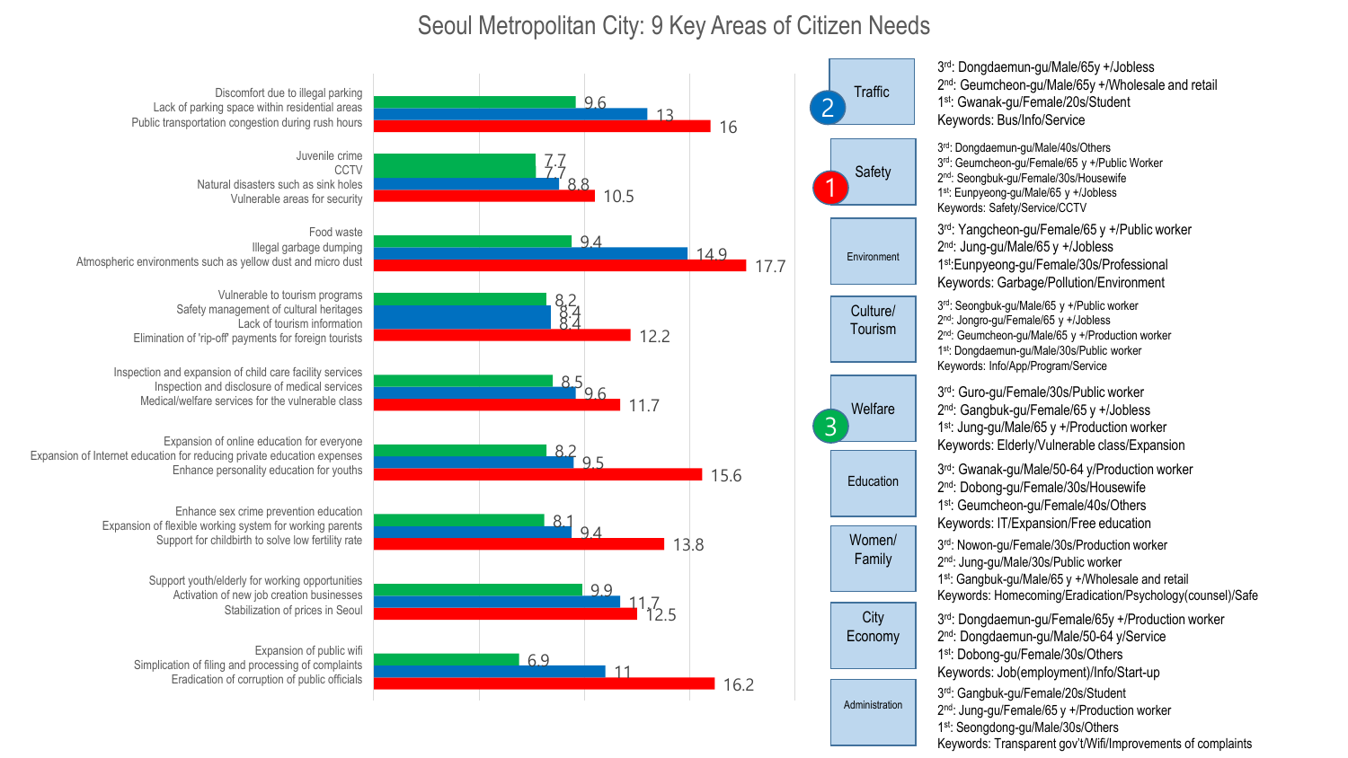# Seoul Metropolitan City: 9 Key Areas of Citizen Needs

| Area | Items | Values |
|---|---|---|
| Traffic | Discomfort due to illegal parking / Lack of parking space within residential areas / Public transportation congestion during rush hours | 9.6 / 13 / 16 |
| Safety | Juvenile crime / CCTV / Natural disasters such as sink holes / Vulnerable areas for security | 7.7 / 7.7 / 8.8 / 10.5 |
| Environment | Food waste / Illegal garbage dumping / Atmospheric environments such as yellow dust and micro dust | 9.4 / 14.9 / 17.7 |
| Culture/Tourism | Vulnerable to tourism programs / Safety management of cultural heritages / Lack of tourism information / Elimination of 'rip-off' payments for foreign tourists | 8.2 / 8.4 / 8.4 / 12.2 |
| Welfare | Inspection and expansion of child care facility services / Inspection and disclosure of medical services / Medical/welfare services for the vulnerable class | 8.5 / 9.6 / 11.7 |
| Education | Expansion of online education for everyone / Expansion of Internet education for reducing private education expenses / Enhance personality education for youths | 8.2 / 9.5 / 15.6 |
| Women/Family | Enhance sex crime prevention education / Expansion of flexible working system for working parents / Support for childbirth to solve low fertility rate | 8.1 / 9.4 / 13.8 |
| City Economy | Support youth/elderly for working opportunities / Activation of new job creation businesses / Stabilization of prices in Seoul | 9.9 / 11.7 / 12.5 |
| Administration | Expansion of public wifi / Simplification of filing and processing of complaints / Eradication of corruption of public officials | 6.9 / 11 / 16.2 |

**Traffic** (2)
- 3rd: Dongdaemun-gu/Male/65y +/Jobless
- 2nd: Geumcheon-gu/Male/65y +/Wholesale and retail
- 1st: Gwanak-gu/Female/20s/Student
- Keywords: Bus/Info/Service

**Safety** (1)
- 3rd: Dongdaemun-gu/Male/40s/Others
- 3rd: Geumcheon-gu/Female/65 y +/Public Worker
- 2nd: Seongbuk-gu/Female/30s/Housewife
- 1st: Eunpyeong-gu/Male/65 y +/Jobless
- Keywords: Safety/Service/CCTV

**Environment**
- 3rd: Yangcheon-gu/Female/65 y +/Public worker
- 2nd: Jung-gu/Male/65 y +/Jobless
- 1st: Eunpyeong-gu/Female/30s/Professional
- Keywords: Garbage/Pollution/Environment

**Culture/Tourism**
- 3rd: Seongbuk-gu/Male/65 y +/Public worker
- 2nd: Jongro-gu/Female/65 y +/Jobless
- 2nd: Geumcheon-gu/Female/65 y +/Production worker
- 1st: Dongdaemun-gu/Male/30s/Public worker
- Keywords: Info/App/Program/Service

**Welfare** (3)
- 3rd: Guro-gu/Female/30s/Public worker
- 2nd: Gangbuk-gu/Female/65 y +/Jobless
- 1st: Jung-gu/Male/65 y +/Production worker
- Keywords: Elderly/Vulnerable class/Expansion

**Education**
- 3rd: Gwanak-gu/Male/50-64 y/Production worker
- 2nd: Dobong-gu/Female/30s/Housewife
- 1st: Geumcheon-gu/Female/40s/Others
- Keywords: IT/Expansion/Free education

**Women/Family**
- 3rd: Nowon-gu/Female/30s/Production worker
- 2nd: Jung-gu/Male/30s/Public worker
- 1st: Gangbuk-gu/Male/65 y +/Wholesale and retail
- Keywords: Homecoming/Eradication/Psychology(counsel)/Safe

**City Economy**
- 3rd: Dongdaemun-gu/Female/65y +/Production worker
- 2nd: Dongdaemun-gu/Male/50-64 y/Service
- 1st: Dobong-gu/Female/30s/Others
- Keywords: Job(employment)/Info/Start-up

**Administration**
- 3rd: Gangbuk-gu/Female/20s/Student
- 2nd: Jung-gu/Female/65 y +/Production worker
- 1st: Seongdong-gu/Male/30s/Others
- Keywords: Transparent gov't/Wifi/Improvements of complaints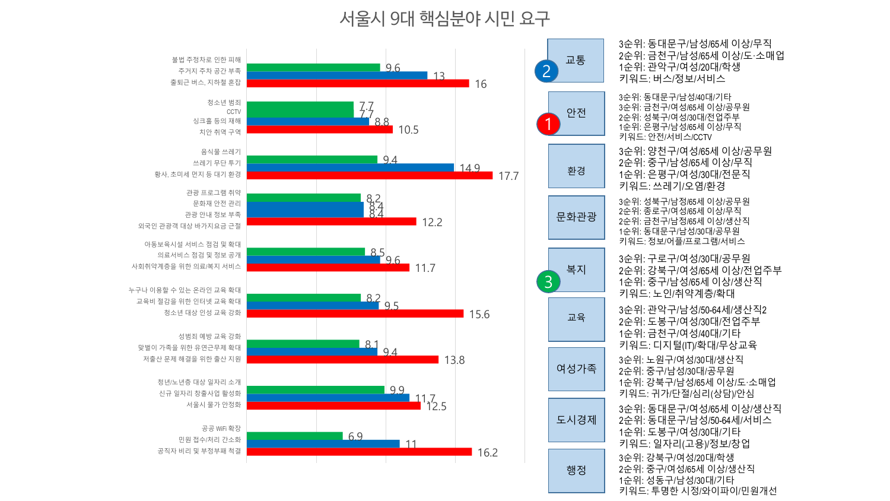# 서울시 9대 핵심분야 시민 요구

불법 주정차로 인한 피해
주거지 주차 공간 부족
출퇴근 버스, 지하철 혼잡
9.6
13
16

청소년 범죄
CCTV
싱크홀 등의 재해
치안 취약 구역
7.7
7.7
8.8
10.5

음식물 쓰레기
쓰레기 무단 투기
황사, 초미세 먼지 등 대기 환경
9.4
14.9
17.7

관광 프로그램 취약
문화재 안전 관리
관광 안내 정보 부족
외국인 관광객 대상 바가지요금 근절
8.2
8.4
8.4
12.2

아동보육시설 서비스 점검 및 확대
의료서비스 점검 및 정보 공개
사회취약계층을 위한 의료/복지 서비스
8.5
9.6
11.7

누구나 이용할 수 있는 온라인 교육 확대
교육비 절감을 위한 인터넷 교육 확대
청소년 대상 인성 교육 강화
8.2
9.5
15.6

성범죄 예방 교육 강화
맞벌이 가족을 위한 유연근무제 확대
저출산 문제 해결을 위한 출산 지원
8.1
9.4
13.8

청년/노년층 대상 일자리 소개
신규 일자리 창출사업 활성화
서울시 물가 안정화
9.9
11.7
12.5

공공 WiFi 확장
민원 접수/처리 간소화
공직자 비리 및 부정부패 척결
6.9
11
16.2

**교통** (2)
3순위: 동대문구/남성/65세 이상/무직
2순위: 금천구/남성/65세 이상/도·소매업
1순위: 관악구/여성/20대/학생
키워드: 버스/정보/서비스

**안전** (1)
3순위: 동대문구/남성/40대/기타
3순위: 금천구/여성/65세 이상/공무원
2순위: 성북구/여성/30대/전업주부
1순위: 은평구/남성/65세 이상/무직
키워드: 안전/서비스/CCTV

**환경**
3순위: 양천구/여성/65세 이상/공무원
2순위: 중구/남성/65세 이상/무직
1순위: 은평구/여성/30대/전문직
키워드: 쓰레기/오염/환경

**문화관광**
3순위: 성북구/남성/65세 이상/공무원
2순위: 종로구/여성/65세 이상/무직
2순위: 금천구/남정/65세 이상/생산직
1순위: 동대문구/남성/30대/공무원
키워드: 정보/어플/프로그램/서비스

**복지** (3)
3순위: 구로구/여성/30대/공무원
2순위: 강북구/여성/65세 이상/전업주부
1순위: 중구/남성/65세 이상/생산직
키워드: 노인/취약계층/확대

**교육**
3순위: 관악구/남성/50-64세/생산직2
2순위: 도봉구/여성/30대/전업주부
1순위: 금천구/여성/40대/기타
키워드: 디지털(IT)/확대/무상교육

**여성가족**
3순위: 노원구/여성/30대/생산직
2순위: 중구/남성/30대/공무원
1순위: 강북구/남성/65세 이상/도·소매업
키워드: 귀가/단절/심리(상담)/안심

**도시경제**
3순위: 동대문구/여성/65세 이상/생산직
2순위: 동대문구/남성/50-64세/서비스
1순위: 도봉구/여성/30대/기타
키워드: 일자리(고용)/정보/창업

**행정**
3순위: 강북구/여성/20대/학생
2순위: 중구/여성/65세 이상/생산직
1순위: 성동구/남성/30대/기타
키워드: 투명한 시정/와이파이/민원개선